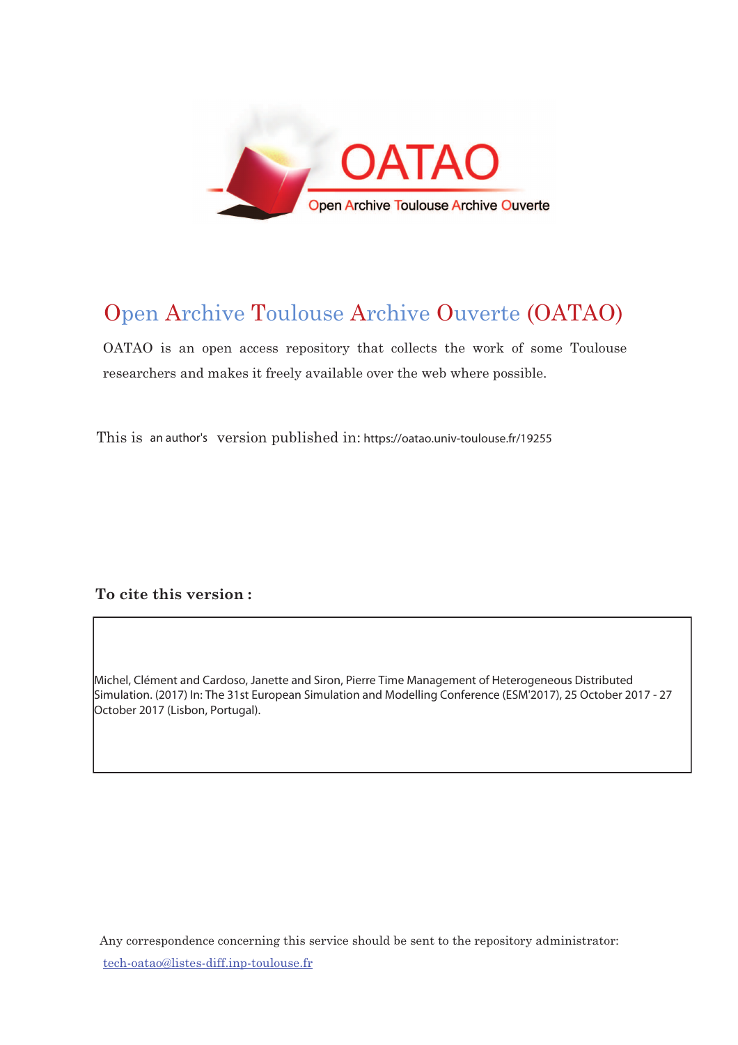# Open Archive Toulouse Archive Ouverte (OATAO)

OATAO is an open access repository that collects the work of some Toulouse researchers and makes it freely available over the web where possible.

This is an author's version published in: https://oatao.univ-toulouse.fr/19255

**To cite this version :**

Michel, Clément and Cardoso, Janette and Siron, Pierre Time Management of Heterogeneous Distributed Simulation. (2017) In: The 31st European Simulation and Modelling Conference (ESM'2017), 25 October 2017 - 27 October 2017 (Lisbon, Portugal).

Any correspondence concerning this service should be sent to the repository administrator: tech-oatao@listes-diff.inp-toulouse.fr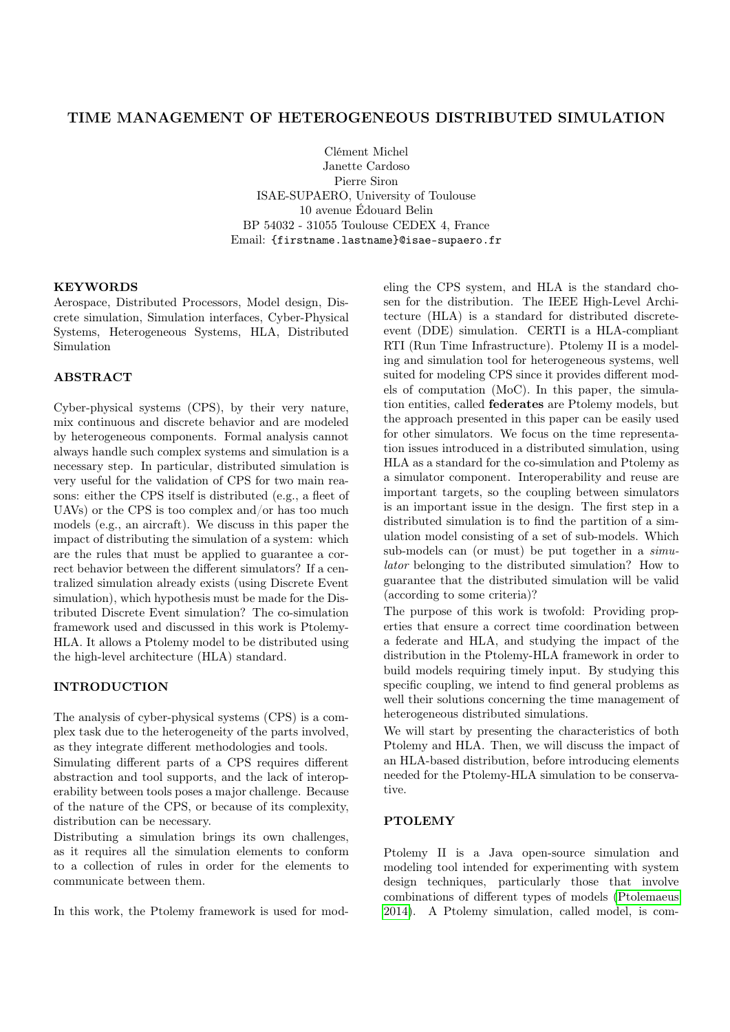# TIME MANAGEMENT OF HETEROGENEOUS DISTRIBUTED SIMULATION

Clément Michel
Janette Cardoso
Pierre Siron
ISAE-SUPAERO, University of Toulouse
10 avenue Édouard Belin
BP 54032 - 31055 Toulouse CEDEX 4, France
Email: {firstname.lastname}@isae-supaero.fr

## KEYWORDS

Aerospace, Distributed Processors, Model design, Discrete simulation, Simulation interfaces, Cyber-Physical Systems, Heterogeneous Systems, HLA, Distributed Simulation

## ABSTRACT

Cyber-physical systems (CPS), by their very nature, mix continuous and discrete behavior and are modeled by heterogeneous components. Formal analysis cannot always handle such complex systems and simulation is a necessary step. In particular, distributed simulation is very useful for the validation of CPS for two main reasons: either the CPS itself is distributed (e.g., a fleet of UAVs) or the CPS is too complex and/or has too much models (e.g., an aircraft). We discuss in this paper the impact of distributing the simulation of a system: which are the rules that must be applied to guarantee a correct behavior between the different simulators? If a centralized simulation already exists (using Discrete Event simulation), which hypothesis must be made for the Distributed Discrete Event simulation? The co-simulation framework used and discussed in this work is Ptolemy-HLA. It allows a Ptolemy model to be distributed using the high-level architecture (HLA) standard.

## INTRODUCTION

The analysis of cyber-physical systems (CPS) is a complex task due to the heterogeneity of the parts involved, as they integrate different methodologies and tools.

Simulating different parts of a CPS requires different abstraction and tool supports, and the lack of interoperability between tools poses a major challenge. Because of the nature of the CPS, or because of its complexity, distribution can be necessary.

Distributing a simulation brings its own challenges, as it requires all the simulation elements to conform to a collection of rules in order for the elements to communicate between them.

In this work, the Ptolemy framework is used for modeling the CPS system, and HLA is the standard chosen for the distribution. The IEEE High-Level Architecture (HLA) is a standard for distributed discrete-event (DDE) simulation. CERTI is a HLA-compliant RTI (Run Time Infrastructure). Ptolemy II is a modeling and simulation tool for heterogeneous systems, well suited for modeling CPS since it provides different models of computation (MoC). In this paper, the simulation entities, called **federates** are Ptolemy models, but the approach presented in this paper can be easily used for other simulators. We focus on the time representation issues introduced in a distributed simulation, using HLA as a standard for the co-simulation and Ptolemy as a simulator component. Interoperability and reuse are important targets, so the coupling between simulators is an important issue in the design. The first step in a distributed simulation is to find the partition of a simulation model consisting of a set of sub-models. Which sub-models can (or must) be put together in a *simulator* belonging to the distributed simulation? How to guarantee that the distributed simulation will be valid (according to some criteria)?

The purpose of this work is twofold: Providing properties that ensure a correct time coordination between a federate and HLA, and studying the impact of the distribution in the Ptolemy-HLA framework in order to build models requiring timely input. By studying this specific coupling, we intend to find general problems as well their solutions concerning the time management of heterogeneous distributed simulations.

We will start by presenting the characteristics of both Ptolemy and HLA. Then, we will discuss the impact of an HLA-based distribution, before introducing elements needed for the Ptolemy-HLA simulation to be conservative.

## PTOLEMY

Ptolemy II is a Java open-source simulation and modeling tool intended for experimenting with system design techniques, particularly those that involve combinations of different types of models (Ptolemaeus 2014). A Ptolemy simulation, called model, is com-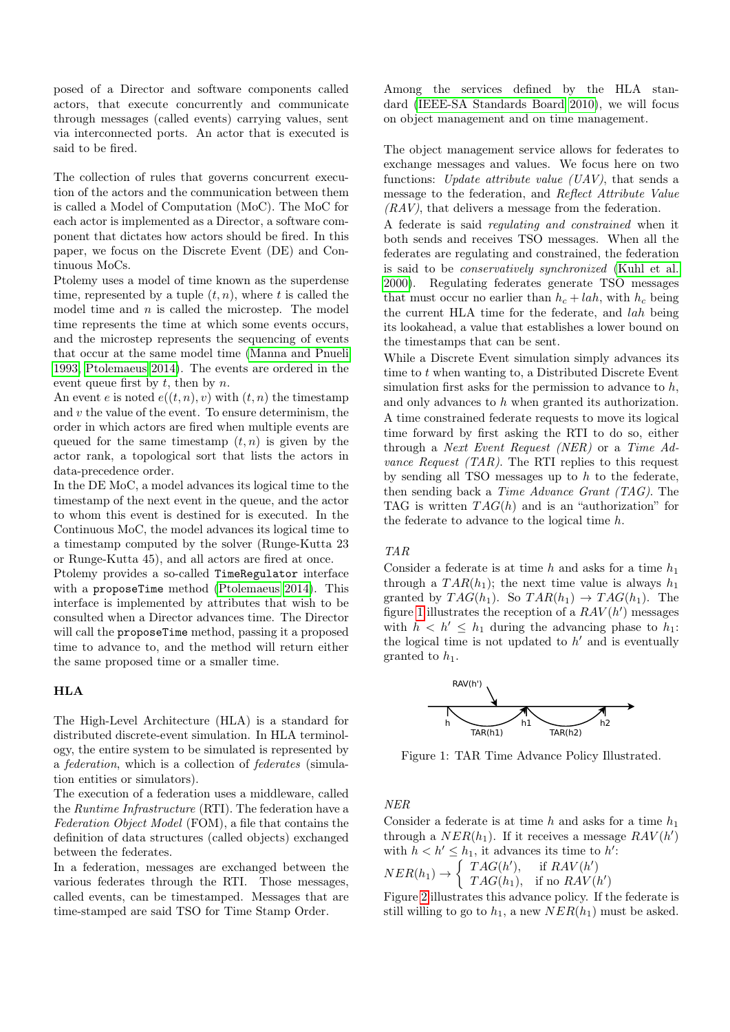posed of a Director and software components called actors, that execute concurrently and communicate through messages (called events) carrying values, sent via interconnected ports. An actor that is executed is said to be fired.

The collection of rules that governs concurrent execution of the actors and the communication between them is called a Model of Computation (MoC). The MoC for each actor is implemented as a Director, a software component that dictates how actors should be fired. In this paper, we focus on the Discrete Event (DE) and Continuous MoCs.

Ptolemy uses a model of time known as the superdense time, represented by a tuple $(t, n)$, where $t$ is called the model time and $n$ is called the microstep. The model time represents the time at which some events occurs, and the microstep represents the sequencing of events that occur at the same model time (Manna and Pnueli 1993, Ptolemaeus 2014). The events are ordered in the event queue first by $t$, then by $n$.

An event $e$ is noted $e((t, n), v)$ with $(t, n)$ the timestamp and $v$ the value of the event. To ensure determinism, the order in which actors are fired when multiple events are queued for the same timestamp $(t, n)$ is given by the actor rank, a topological sort that lists the actors in data-precedence order.

In the DE MoC, a model advances its logical time to the timestamp of the next event in the queue, and the actor to whom this event is destined for is executed. In the Continuous MoC, the model advances its logical time to a timestamp computed by the solver (Runge-Kutta 23 or Runge-Kutta 45), and all actors are fired at once.

Ptolemy provides a so-called `TimeRegulator` interface with a `proposeTime` method (Ptolemaeus 2014). This interface is implemented by attributes that wish to be consulted when a Director advances time. The Director will call the `proposeTime` method, passing it a proposed time to advance to, and the method will return either the same proposed time or a smaller time.

### HLA

The High-Level Architecture (HLA) is a standard for distributed discrete-event simulation. In HLA terminology, the entire system to be simulated is represented by a *federation*, which is a collection of *federates* (simulation entities or simulators).

The execution of a federation uses a middleware, called the *Runtime Infrastructure* (RTI). The federation have a *Federation Object Model* (FOM), a file that contains the definition of data structures (called objects) exchanged between the federates.

In a federation, messages are exchanged between the various federates through the RTI. Those messages, called events, can be timestamped. Messages that are time-stamped are said TSO for Time Stamp Order.

Among the services defined by the HLA standard (IEEE-SA Standards Board 2010), we will focus on object management and on time management.

The object management service allows for federates to exchange messages and values. We focus here on two functions: *Update attribute value (UAV)*, that sends a message to the federation, and *Reflect Attribute Value (RAV)*, that delivers a message from the federation.

A federate is said *regulating and constrained* when it both sends and receives TSO messages. When all the federates are regulating and constrained, the federation is said to be *conservatively synchronized* (Kuhl et al. 2000). Regulating federates generate TSO messages that must occur no earlier than $h_c + lah$, with $h_c$ being the current HLA time for the federate, and $lah$ being its lookahead, a value that establishes a lower bound on the timestamps that can be sent.

While a Discrete Event simulation simply advances its time to $t$ when wanting to, a Distributed Discrete Event simulation first asks for the permission to advance to $h$, and only advances to $h$ when granted its authorization.

A time constrained federate requests to move its logical time forward by first asking the RTI to do so, either through a *Next Event Request (NER)* or a *Time Advance Request (TAR)*. The RTI replies to this request by sending all TSO messages up to $h$ to the federate, then sending back a *Time Advance Grant (TAG)*. The TAG is written $TAG(h)$ and is an "authorization" for the federate to advance to the logical time $h$.

#### *TAR*

Consider a federate is at time $h$ and asks for a time $h_1$ through a $TAR(h_1)$; the next time value is always $h_1$ granted by $TAG(h_1)$. So $TAR(h_1) \rightarrow TAG(h_1)$. The figure 1 illustrates the reception of a $RAV(h')$ messages with $h < h' \leq h_1$ during the advancing phase to $h_1$: the logical time is not updated to $h'$ and is eventually granted to $h_1$.

Figure 1: TAR Time Advance Policy Illustrated.

#### *NER*

Consider a federate is at time $h$ and asks for a time $h_1$ through a $NER(h_1)$. If it receives a message $RAV(h')$ with $h < h' \leq h_1$, it advances its time to $h'$:

$$NER(h_1) \rightarrow \begin{cases} TAG(h'), & \text{if } RAV(h') \\ TAG(h_1), & \text{if no } RAV(h') \end{cases}$$

Figure 2 illustrates this advance policy. If the federate is still willing to go to $h_1$, a new $NER(h_1)$ must be asked.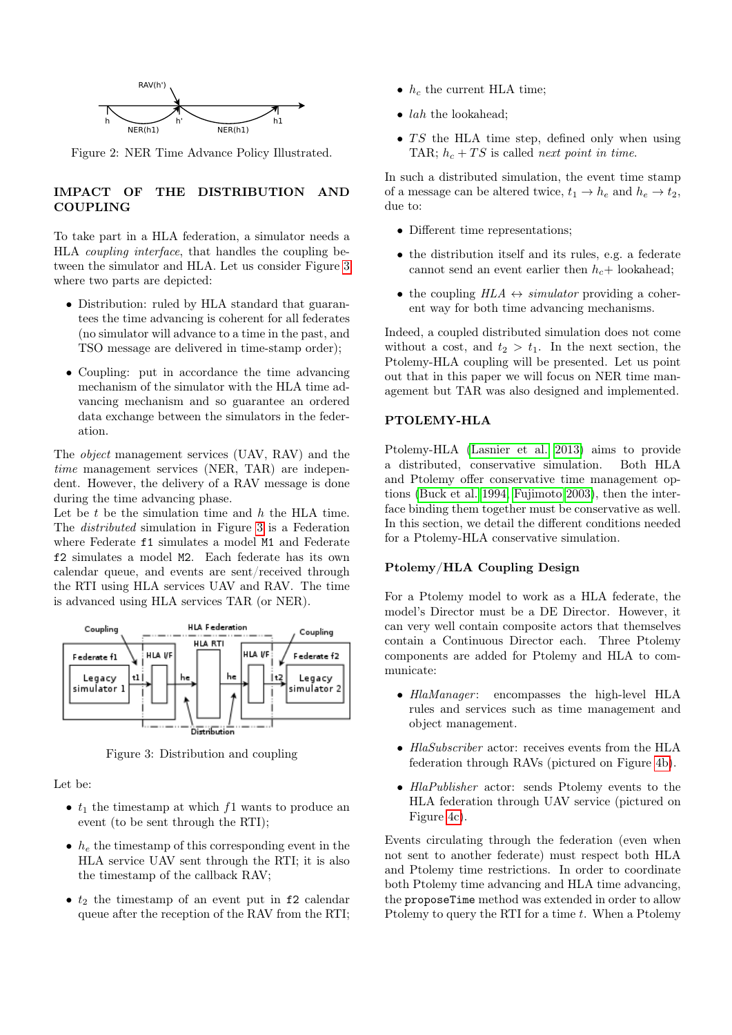Figure 2: NER Time Advance Policy Illustrated.

## IMPACT OF THE DISTRIBUTION AND COUPLING

To take part in a HLA federation, a simulator needs a HLA *coupling interface*, that handles the coupling between the simulator and HLA. Let us consider Figure 3 where two parts are depicted:

- Distribution: ruled by HLA standard that guarantees the time advancing is coherent for all federates (no simulator will advance to a time in the past, and TSO message are delivered in time-stamp order);
- Coupling: put in accordance the time advancing mechanism of the simulator with the HLA time advancing mechanism and so guarantee an ordered data exchange between the simulators in the federation.

The *object* management services (UAV, RAV) and the *time* management services (NER, TAR) are independent. However, the delivery of a RAV message is done during the time advancing phase.

Let be $t$ be the simulation time and $h$ the HLA time. The *distributed* simulation in Figure 3 is a Federation where Federate `f1` simulates a model `M1` and Federate `f2` simulates a model `M2`. Each federate has its own calendar queue, and events are sent/received through the RTI using HLA services UAV and RAV. The time is advanced using HLA services TAR (or NER).

Figure 3: Distribution and coupling

Let be:

- $t_1$ the timestamp at which $f1$ wants to produce an event (to be sent through the RTI);
- $h_e$ the timestamp of this corresponding event in the HLA service UAV sent through the RTI; it is also the timestamp of the callback RAV;
- $t_2$ the timestamp of an event put in `f2` calendar queue after the reception of the RAV from the RTI;
- $h_c$ the current HLA time;
- $lah$ the lookahead;
- $TS$ the HLA time step, defined only when using TAR; $h_c + TS$ is called *next point in time*.

In such a distributed simulation, the event time stamp of a message can be altered twice, $t_1 \rightarrow h_e$ and $h_e \rightarrow t_2$, due to:

- Different time representations;
- the distribution itself and its rules, e.g. a federate cannot send an event earlier then $h_c$+ lookahead;
- the coupling $HLA \leftrightarrow simulator$ providing a coherent way for both time advancing mechanisms.

Indeed, a coupled distributed simulation does not come without a cost, and $t_2 > t_1$. In the next section, the Ptolemy-HLA coupling will be presented. Let us point out that in this paper we will focus on NER time management but TAR was also designed and implemented.

## PTOLEMY-HLA

Ptolemy-HLA (Lasnier et al. 2013) aims to provide a distributed, conservative simulation. Both HLA and Ptolemy offer conservative time management options (Buck et al. 1994; Fujimoto 2003), then the interface binding them together must be conservative as well. In this section, we detail the different conditions needed for a Ptolemy-HLA conservative simulation.

### Ptolemy/HLA Coupling Design

For a Ptolemy model to work as a HLA federate, the model's Director must be a DE Director. However, it can very well contain composite actors that themselves contain a Continuous Director each. Three Ptolemy components are added for Ptolemy and HLA to communicate:

- *HlaManager*: encompasses the high-level HLA rules and services such as time management and object management.
- *HlaSubscriber* actor: receives events from the HLA federation through RAVs (pictured on Figure 4b).
- *HlaPublisher* actor: sends Ptolemy events to the HLA federation through UAV service (pictured on Figure 4c).

Events circulating through the federation (even when not sent to another federate) must respect both HLA and Ptolemy time restrictions. In order to coordinate both Ptolemy time advancing and HLA time advancing, the `proposeTime` method was extended in order to allow Ptolemy to query the RTI for a time $t$. When a Ptolemy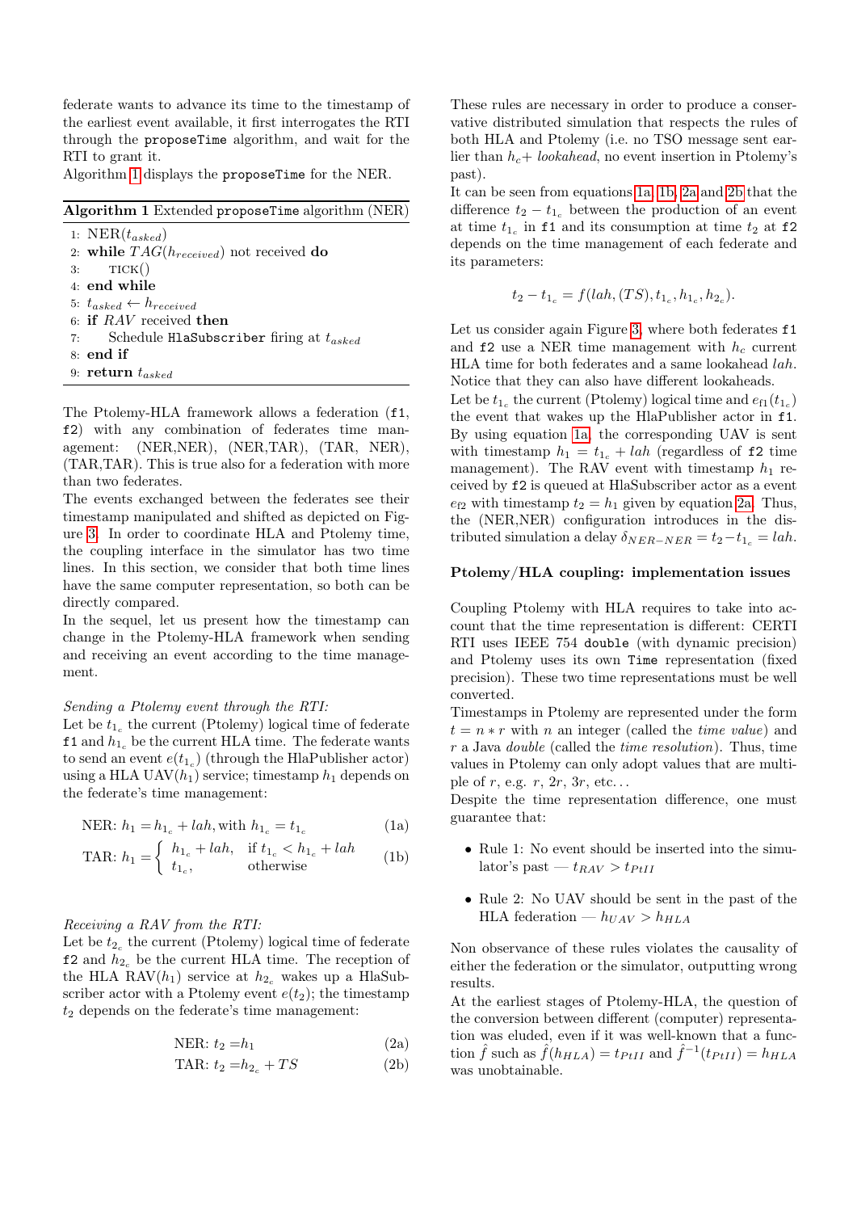federate wants to advance its time to the timestamp of the earliest event available, it first interrogates the RTI through the `proposeTime` algorithm, and wait for the RTI to grant it.
Algorithm 1 displays the `proposeTime` for the NER.

**Algorithm 1** Extended `proposeTime` algorithm (NER)

1: NER($t_{asked}$)
2: **while** $TAG(h_{received})$ not received **do**
3: TICK()
4: **end while**
5: $t_{asked} \leftarrow h_{received}$
6: **if** *RAV* received **then**
7: Schedule `HlaSubscriber` firing at $t_{asked}$
8: **end if**
9: **return** $t_{asked}$

The Ptolemy-HLA framework allows a federation (`f1`, `f2`) with any combination of federates time management: (NER,NER), (NER,TAR), (TAR, NER), (TAR,TAR). This is true also for a federation with more than two federates.
The events exchanged between the federates see their timestamp manipulated and shifted as depicted on Figure 3. In order to coordinate HLA and Ptolemy time, the coupling interface in the simulator has two time lines. In this section, we consider that both time lines have the same computer representation, so both can be directly compared.
In the sequel, let us present how the timestamp can change in the Ptolemy-HLA framework when sending and receiving an event according to the time management.

*Sending a Ptolemy event through the RTI:*
Let be $t_{1_c}$ the current (Ptolemy) logical time of federate `f1` and $h_{1_c}$ be the current HLA time. The federate wants to send an event $e(t_{1_c})$ (through the HlaPublisher actor) using a HLA UAV($h_1$) service; timestamp $h_1$ depends on the federate's time management:

$$\text{NER: } h_1 = h_{1_c} + lah, \text{with } h_{1_c} = t_{1_c} \tag{1a}$$

$$\text{TAR: } h_1 = \begin{cases} h_{1_c} + lah, & \text{if } t_{1_c} < h_{1_c} + lah \\ t_{1_c}, & \text{otherwise} \end{cases} \tag{1b}$$

*Receiving a RAV from the RTI:*
Let be $t_{2_c}$ the current (Ptolemy) logical time of federate `f2` and $h_{2_c}$ be the current HLA time. The reception of the HLA RAV($h_1$) service at $h_{2_c}$ wakes up a HlaSubscriber actor with a Ptolemy event $e(t_2)$; the timestamp $t_2$ depends on the federate's time management:

$$\text{NER: } t_2 = h_1 \tag{2a}$$

$$\text{TAR: } t_2 = h_{2_c} + TS \tag{2b}$$

These rules are necessary in order to produce a conservative distributed simulation that respects the rules of both HLA and Ptolemy (i.e. no TSO message sent earlier than $h_c$+ *lookahead*, no event insertion in Ptolemy's past).
It can be seen from equations 1a, 1b, 2a and 2b that the difference $t_2 - t_{1_c}$ between the production of an event at time $t_{1_c}$ in `f1` and its consumption at time $t_2$ at `f2` depends on the time management of each federate and its parameters:

$$t_2 - t_{1_c} = f(lah, (TS), t_{1_c}, h_{1_c}, h_{2_c}).$$

Let us consider again Figure 3, where both federates `f1` and `f2` use a NER time management with $h_c$ current HLA time for both federates and a same lookahead *lah*. Notice that they can also have different lookaheads.
Let be $t_{1_c}$ the current (Ptolemy) logical time and $e_{f1}(t_{1_c})$ the event that wakes up the HlaPublisher actor in `f1`. By using equation 1a, the corresponding UAV is sent with timestamp $h_1 = t_{1_c} + lah$ (regardless of `f2` time management). The RAV event with timestamp $h_1$ received by `f2` is queued at HlaSubscriber actor as a event $e_{f2}$ with timestamp $t_2 = h_1$ given by equation 2a. Thus, the (NER,NER) configuration introduces in the distributed simulation a delay $\delta_{NER-NER} = t_2 - t_{1_c} = lah$.

### Ptolemy/HLA coupling: implementation issues

Coupling Ptolemy with HLA requires to take into account that the time representation is different: CERTI RTI uses IEEE 754 `double` (with dynamic precision) and Ptolemy uses its own `Time` representation (fixed precision). These two time representations must be well converted.
Timestamps in Ptolemy are represented under the form $t = n * r$ with $n$ an integer (called the *time value*) and $r$ a Java *double* (called the *time resolution*). Thus, time values in Ptolemy can only adopt values that are multiple of $r$, e.g. $r$, $2r$, $3r$, etc...
Despite the time representation difference, one must guarantee that:

- Rule 1: No event should be inserted into the simulator's past — $t_{RAV} > t_{PtII}$
- Rule 2: No UAV should be sent in the past of the HLA federation — $h_{UAV} > h_{HLA}$

Non observance of these rules violates the causality of either the federation or the simulator, outputting wrong results.
At the earliest stages of Ptolemy-HLA, the question of the conversion between different (computer) representation was eluded, even if it was well-known that a function $\hat{f}$ such as $\hat{f}(h_{HLA}) = t_{PtII}$ and $\hat{f}^{-1}(t_{PtII}) = h_{HLA}$ was unobtainable.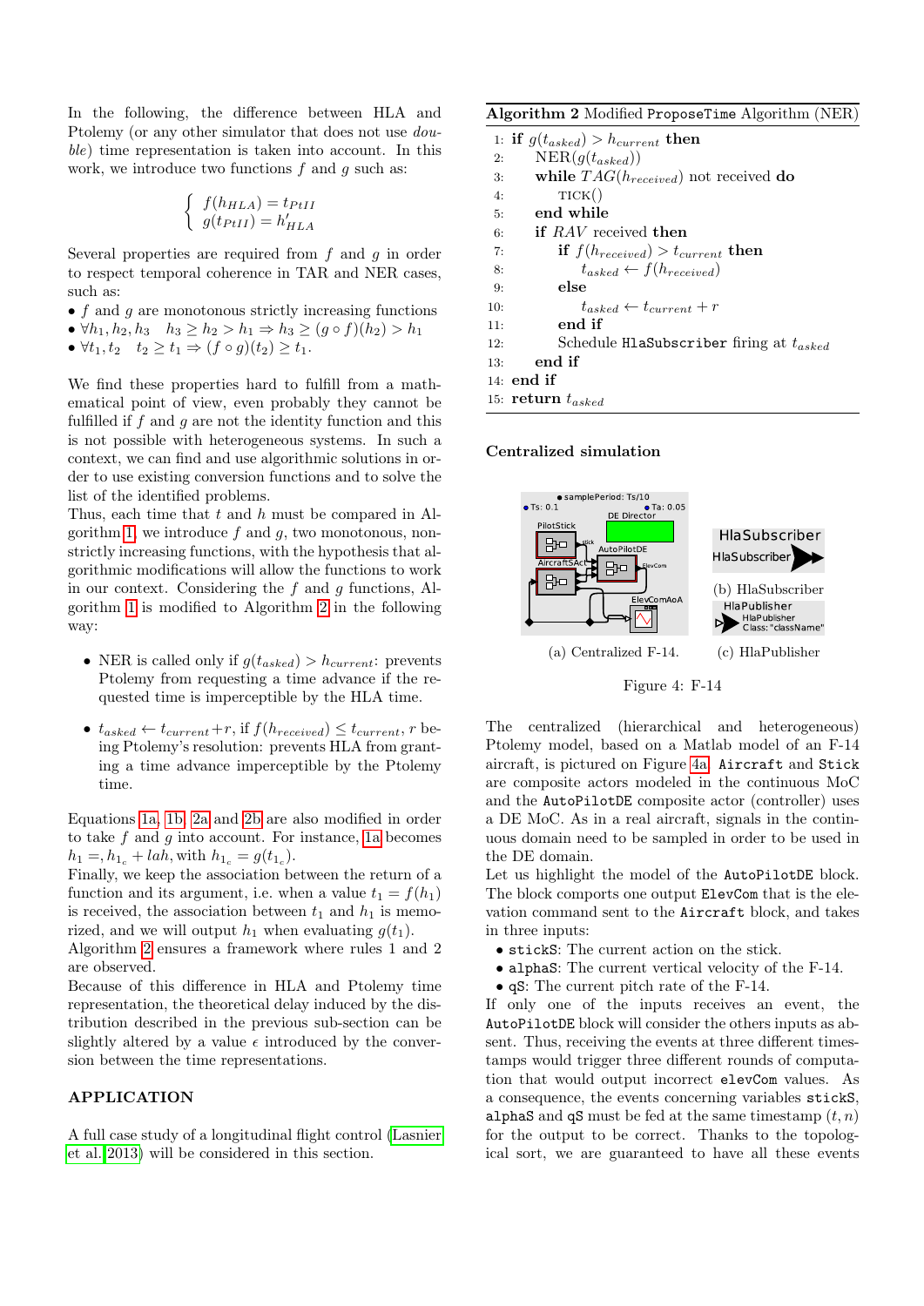In the following, the difference between HLA and Ptolemy (or any other simulator that does not use *double*) time representation is taken into account. In this work, we introduce two functions $f$ and $g$ such as:

$$\begin{cases} f(h_{HLA}) = t_{PtII} \\ g(t_{PtII}) = h'_{HLA} \end{cases}$$

Several properties are required from $f$ and $g$ in order to respect temporal coherence in TAR and NER cases, such as:

- $f$ and $g$ are monotonous strictly increasing functions
- $\forall h_1, h_2, h_3 \quad h_3 \geq h_2 > h_1 \Rightarrow h_3 \geq (g \circ f)(h_2) > h_1$
- $\forall t_1, t_2 \quad t_2 \geq t_1 \Rightarrow (f \circ g)(t_2) \geq t_1$.

We find these properties hard to fulfill from a mathematical point of view, even probably they cannot be fulfilled if $f$ and $g$ are not the identity function and this is not possible with heterogeneous systems. In such a context, we can find and use algorithmic solutions in order to use existing conversion functions and to solve the list of the identified problems.
Thus, each time that $t$ and $h$ must be compared in Algorithm 1, we introduce $f$ and $g$, two monotonous, non-strictly increasing functions, with the hypothesis that algorithmic modifications will allow the functions to work in our context. Considering the $f$ and $g$ functions, Algorithm 1 is modified to Algorithm 2 in the following way:

- NER is called only if $g(t_{asked}) > h_{current}$: prevents Ptolemy from requesting a time advance if the requested time is imperceptible by the HLA time.
- $t_{asked} \leftarrow t_{current} + r$, if $f(h_{received}) \leq t_{current}$, $r$ being Ptolemy's resolution: prevents HLA from granting a time advance imperceptible by the Ptolemy time.

Equations 1a, 1b, 2a and 2b are also modified in order to take $f$ and $g$ into account. For instance, 1a becomes $h_1 =, h_{1_c} + lah$, with $h_{1_c} = g(t_{1_c})$.
Finally, we keep the association between the return of a function and its argument, i.e. when a value $t_1 = f(h_1)$ is received, the association between $t_1$ and $h_1$ is memorized, and we will output $h_1$ when evaluating $g(t_1)$.
Algorithm 2 ensures a framework where rules 1 and 2 are observed.
Because of this difference in HLA and Ptolemy time representation, the theoretical delay induced by the distribution described in the previous sub-section can be slightly altered by a value $\epsilon$ introduced by the conversion between the time representations.

## APPLICATION

A full case study of a longitudinal flight control (Lasnier et al. 2013) will be considered in this section.

**Algorithm 2** Modified `ProposeTime` Algorithm (NER)

```
1:  if g(t_asked) > h_current then
2:      NER(g(t_asked))
3:      while TAG(h_received) not received do
4:          TICK()
5:      end while
6:      if RAV received then
7:          if f(h_received) > t_current then
8:              t_asked ← f(h_received)
9:          else
10:             t_asked ← t_current + r
11:         end if
12:         Schedule HlaSubscriber firing at t_asked
13:     end if
14: end if
15: return t_asked
```

### Centralized simulation

(a) Centralized F-14. (b) HlaSubscriber (c) HlaPublisher

Figure 4: F-14

The centralized (hierarchical and heterogeneous) Ptolemy model, based on a Matlab model of an F-14 aircraft, is pictured on Figure 4a. `Aircraft` and `Stick` are composite actors modeled in the continuous MoC and the `AutoPilotDE` composite actor (controller) uses a DE MoC. As in a real aircraft, signals in the continuous domain need to be sampled in order to be used in the DE domain.
Let us highlight the model of the `AutoPilotDE` block. The block comports one output `ElevCom` that is the elevation command sent to the `Aircraft` block, and takes in three inputs:

- `stickS`: The current action on the stick.
- `alphaS`: The current vertical velocity of the F-14.
- `qS`: The current pitch rate of the F-14.

If only one of the inputs receives an event, the `AutoPilotDE` block will consider the others inputs as absent. Thus, receiving the events at three different timestamps would trigger three different rounds of computation that would output incorrect `elevCom` values. As a consequence, the events concerning variables `stickS`, `alphaS` and `qS` must be fed at the same timestamp $(t, n)$ for the output to be correct. Thanks to the topological sort, we are guaranteed to have all these events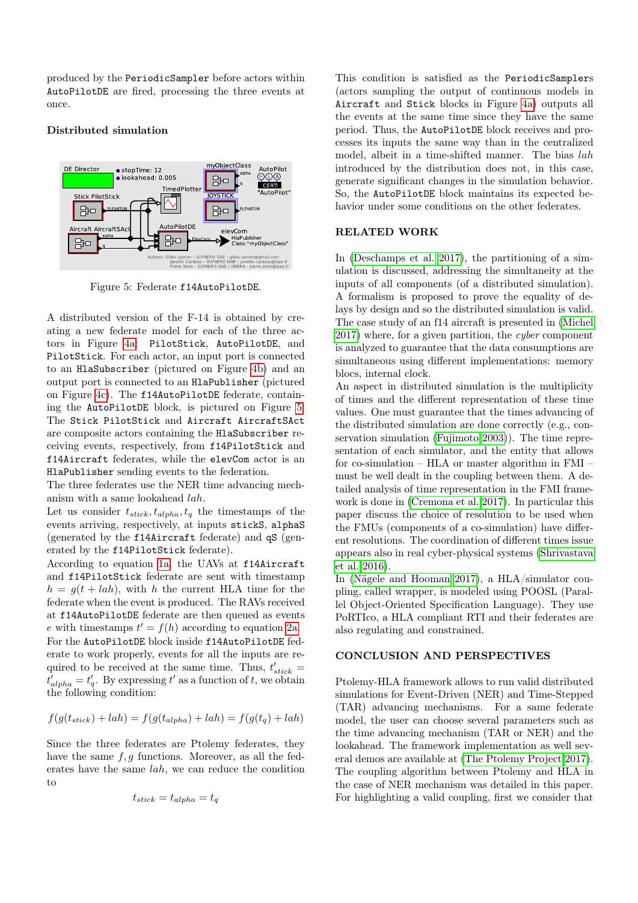produced by the `PeriodicSampler` before actors within `AutoPilotDE` are fired, processing the three events at once.

### Distributed simulation

Figure 5: Federate `f14AutoPilotDE`.

A distributed version of the F-14 is obtained by creating a new federate model for each of the three actors in Figure 4a: `PilotStick`, `AutoPilotDE`, and `PilotStick`. For each actor, an input port is connected to an `HlaSubscriber` (pictured on Figure 4b) and an output port is connected to an `HlaPublisher` (pictured on Figure 4c). The `f14AutoPilotDE` federate, containing the `AutoPilotDE` block, is pictured on Figure 5. The `Stick PilotStick` and `Aircraft AircraftSAct` are composite actors containing the `HlaSubscriber` receiving events, respectively, from `f14PilotStick` and `f14Aircraft` federates, while the `elevCom` actor is an `HlaPublisher` sending events to the federation.

The three federates use the NER time advancing mechanism with a same lookahead $lah$.

Let us consider $t_{stick}, t_{alpha}, t_q$ the timestamps of the events arriving, respectively, at inputs `stickS`, `alphaS` (generated by the `f14Aircraft` federate) and `qS` (generated by the `f14PilotStick` federate).

According to equation 1a, the UAVs at `f14Aircraft` and `f14PilotStick` federate are sent with timestamp $h = g(t + lah)$, with $h$ the current HLA time for the federate when the event is produced. The RAVs received at `f14AutoPilotDE` federate are then queued as events $e$ with timestamps $t' = f(h)$ according to equation 2a.

For the `AutoPilotDE` block inside `f14AutoPilotDE` federate to work properly, events for all the inputs are required to be received at the same time. Thus, $t'_{stick} = t'_{alpha} = t'_q$. By expressing $t'$ as a function of $t$, we obtain the following condition:

$$f(g(t_{stick}) + lah) = f(g(t_{alpha}) + lah) = f(g(t_q) + lah)$$

Since the three federates are Ptolemy federates, they have the same $f, g$ functions. Moreover, as all the federates have the same $lah$, we can reduce the condition to

$$t_{stick} = t_{alpha} = t_q$$

This condition is satisfied as the `PeriodicSamplers` (actors sampling the output of continuous models in `Aircraft` and `Stick` blocks in Figure 4a) outputs all the events at the same time since they have the same period. Thus, the `AutoPilotDE` block receives and processes its inputs the same way than in the centralized model, albeit in a time-shifted manner. The bias $lah$ introduced by the distribution does not, in this case, generate significant changes in the simulation behavior. So, the `AutoPilotDE` block maintains its expected behavior under some conditions on the other federates.

## RELATED WORK

In (Deschamps et al. 2017), the partitioning of a simulation is discussed, addressing the simultaneity at the inputs of all components (of a distributed simulation). A formalism is proposed to prove the equality of delays by design and so the distributed simulation is valid. The case study of an f14 aircraft is presented in (Michel 2017) where, for a given partition, the *cyber* component is analyzed to guarantee that the data consumptions are simultaneous using different implementations: memory blocs, internal clock.

An aspect in distributed simulation is the multiplicity of times and the different representation of these time values. One must guarantee that the times advancing of the distributed simulation are done correctly (e.g., conservation simulation (Fujimoto 2003)). The time representation of each simulator, and the entity that allows for co-simulation – HLA or master algorithm in FMI – must be well dealt in the coupling between them. A detailed analysis of time representation in the FMI framework is done in (Cremona et al. 2017). In particular this paper discuss the choice of resolution to be used when the FMUs (components of a co-simulation) have different resolutions. The coordination of different times issue appears also in real cyber-physical systems (Shrivastava et al. 2016).

In (Nägele and Hooman 2017), a HLA/simulator coupling, called wrapper, is modeled using POOSL (Parallel Object-Oriented Specification Language). They use PoRTIco, a HLA compliant RTI and their federates are also regulating and constrained.

## CONCLUSION AND PERSPECTIVES

Ptolemy-HLA framework allows to run valid distributed simulations for Event-Driven (NER) and Time-Stepped (TAR) advancing mechanisms. For a same federate model, the user can choose several parameters such as the time advancing mechanism (TAR or NER) and the lookahead. The framework implementation as well several demos are available at (The Ptolemy Project 2017). The coupling algorithm between Ptolemy and HLA in the case of NER mechanism was detailed in this paper. For highlighting a valid coupling, first we consider that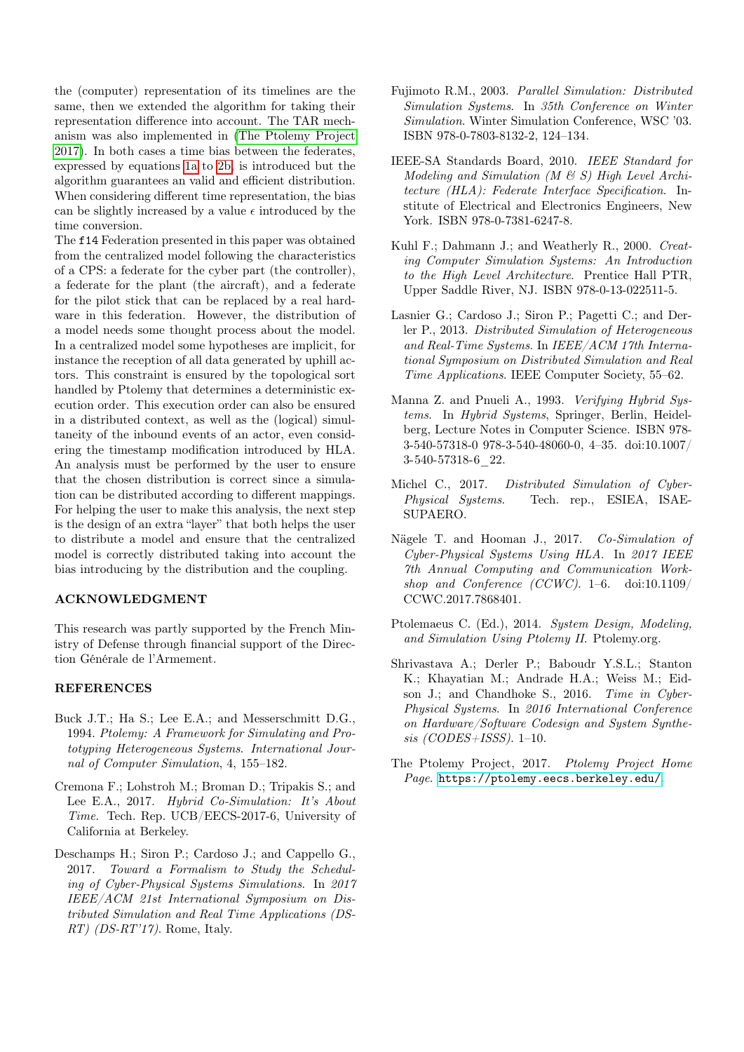the (computer) representation of its timelines are the same, then we extended the algorithm for taking their representation difference into account. The TAR mechanism was also implemented in (The Ptolemy Project 2017). In both cases a time bias between the federates, expressed by equations 1a to 2b, is introduced but the algorithm guarantees an valid and efficient distribution. When considering different time representation, the bias can be slightly increased by a value $\epsilon$ introduced by the time conversion.

The `f14` Federation presented in this paper was obtained from the centralized model following the characteristics of a CPS: a federate for the cyber part (the controller), a federate for the plant (the aircraft), and a federate for the pilot stick that can be replaced by a real hardware in this federation. However, the distribution of a model needs some thought process about the model. In a centralized model some hypotheses are implicit, for instance the reception of all data generated by uphill actors. This constraint is ensured by the topological sort handled by Ptolemy that determines a deterministic execution order. This execution order can also be ensured in a distributed context, as well as the (logical) simultaneity of the inbound events of an actor, even considering the timestamp modification introduced by HLA. An analysis must be performed by the user to ensure that the chosen distribution is correct since a simulation can be distributed according to different mappings. For helping the user to make this analysis, the next step is the design of an extra "layer" that both helps the user to distribute a model and ensure that the centralized model is correctly distributed taking into account the bias introducing by the distribution and the coupling.

## ACKNOWLEDGMENT

This research was partly supported by the French Ministry of Defense through financial support of the Direction Générale de l'Armement.

## REFERENCES

Buck J.T.; Ha S.; Lee E.A.; and Messerschmitt D.G., 1994. *Ptolemy: A Framework for Simulating and Prototyping Heterogeneous Systems. International Journal of Computer Simulation*, 4, 155–182.

Cremona F.; Lohstroh M.; Broman D.; Tripakis S.; and Lee E.A., 2017. *Hybrid Co-Simulation: It's About Time*. Tech. Rep. UCB/EECS-2017-6, University of California at Berkeley.

Deschamps H.; Siron P.; Cardoso J.; and Cappello G., 2017. *Toward a Formalism to Study the Scheduling of Cyber-Physical Systems Simulations*. In *2017 IEEE/ACM 21st International Symposium on Distributed Simulation and Real Time Applications (DS-RT) (DS-RT'17)*. Rome, Italy.

Fujimoto R.M., 2003. *Parallel Simulation: Distributed Simulation Systems*. In *35th Conference on Winter Simulation*. Winter Simulation Conference, WSC '03. ISBN 978-0-7803-8132-2, 124–134.

IEEE-SA Standards Board, 2010. *IEEE Standard for Modeling and Simulation (M & S) High Level Architecture (HLA): Federate Interface Specification*. Institute of Electrical and Electronics Engineers, New York. ISBN 978-0-7381-6247-8.

Kuhl F.; Dahmann J.; and Weatherly R., 2000. *Creating Computer Simulation Systems: An Introduction to the High Level Architecture*. Prentice Hall PTR, Upper Saddle River, NJ. ISBN 978-0-13-022511-5.

Lasnier G.; Cardoso J.; Siron P.; Pagetti C.; and Derler P., 2013. *Distributed Simulation of Heterogeneous and Real-Time Systems*. In *IEEE/ACM 17th International Symposium on Distributed Simulation and Real Time Applications*. IEEE Computer Society, 55–62.

Manna Z. and Pnueli A., 1993. *Verifying Hybrid Systems*. In *Hybrid Systems*, Springer, Berlin, Heidelberg, Lecture Notes in Computer Science. ISBN 978-3-540-57318-0 978-3-540-48060-0, 4–35. doi:10.1007/3-540-57318-6_22.

Michel C., 2017. *Distributed Simulation of Cyber-Physical Systems*. Tech. rep., ESIEA, ISAE-SUPAERO.

Nägele T. and Hooman J., 2017. *Co-Simulation of Cyber-Physical Systems Using HLA*. In *2017 IEEE 7th Annual Computing and Communication Workshop and Conference (CCWC)*. 1–6. doi:10.1109/CCWC.2017.7868401.

Ptolemaeus C. (Ed.), 2014. *System Design, Modeling, and Simulation Using Ptolemy II*. Ptolemy.org.

Shrivastava A.; Derler P.; Baboudr Y.S.L.; Stanton K.; Khayatian M.; Andrade H.A.; Weiss M.; Eidson J.; and Chandhoke S., 2016. *Time in Cyber-Physical Systems*. In *2016 International Conference on Hardware/Software Codesign and System Synthesis (CODES+ISSS)*. 1–10.

The Ptolemy Project, 2017. *Ptolemy Project Home Page*. https://ptolemy.eecs.berkeley.edu/.